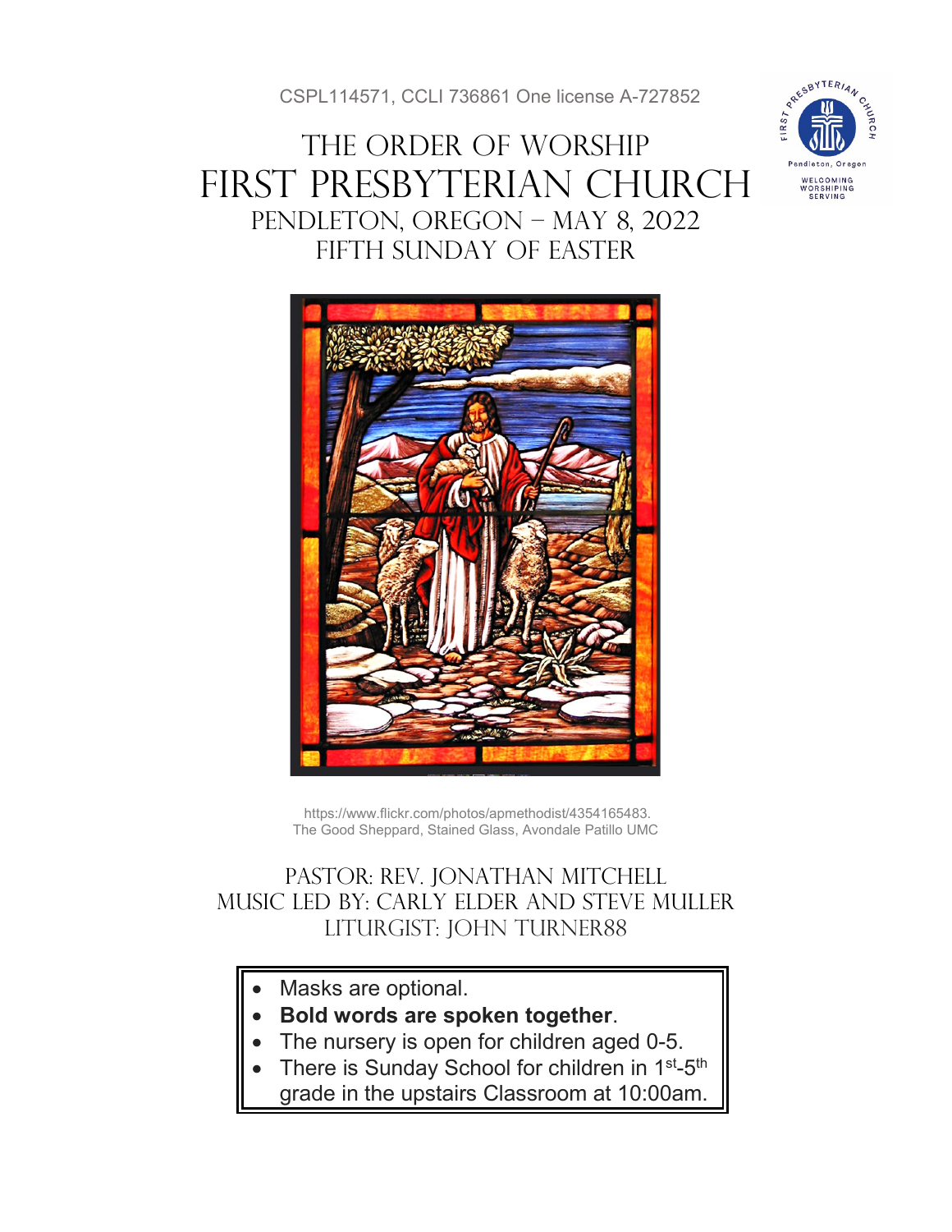CSPL114571, CCLI 736861 One license A-727852

# THE ORDER OF WORSHIP
# FIRST PRESBYTERIAN CHURCH
## PENDLETON, OREGON – MAY 8, 2022
## FIFTH SUNDAY OF EASTER

https://www.flickr.com/photos/apmethodist/4354165483.
The Good Sheppard, Stained Glass, Avondale Patillo UMC

PASTOR: REV. JONATHAN MITCHELL
MUSIC LED BY: CARLY ELDER AND STEVE MULLER
LITURGIST: JOHN TURNER88

- Masks are optional.
- **Bold words are spoken together**.
- The nursery is open for children aged 0-5.
- There is Sunday School for children in 1st-5th grade in the upstairs Classroom at 10:00am.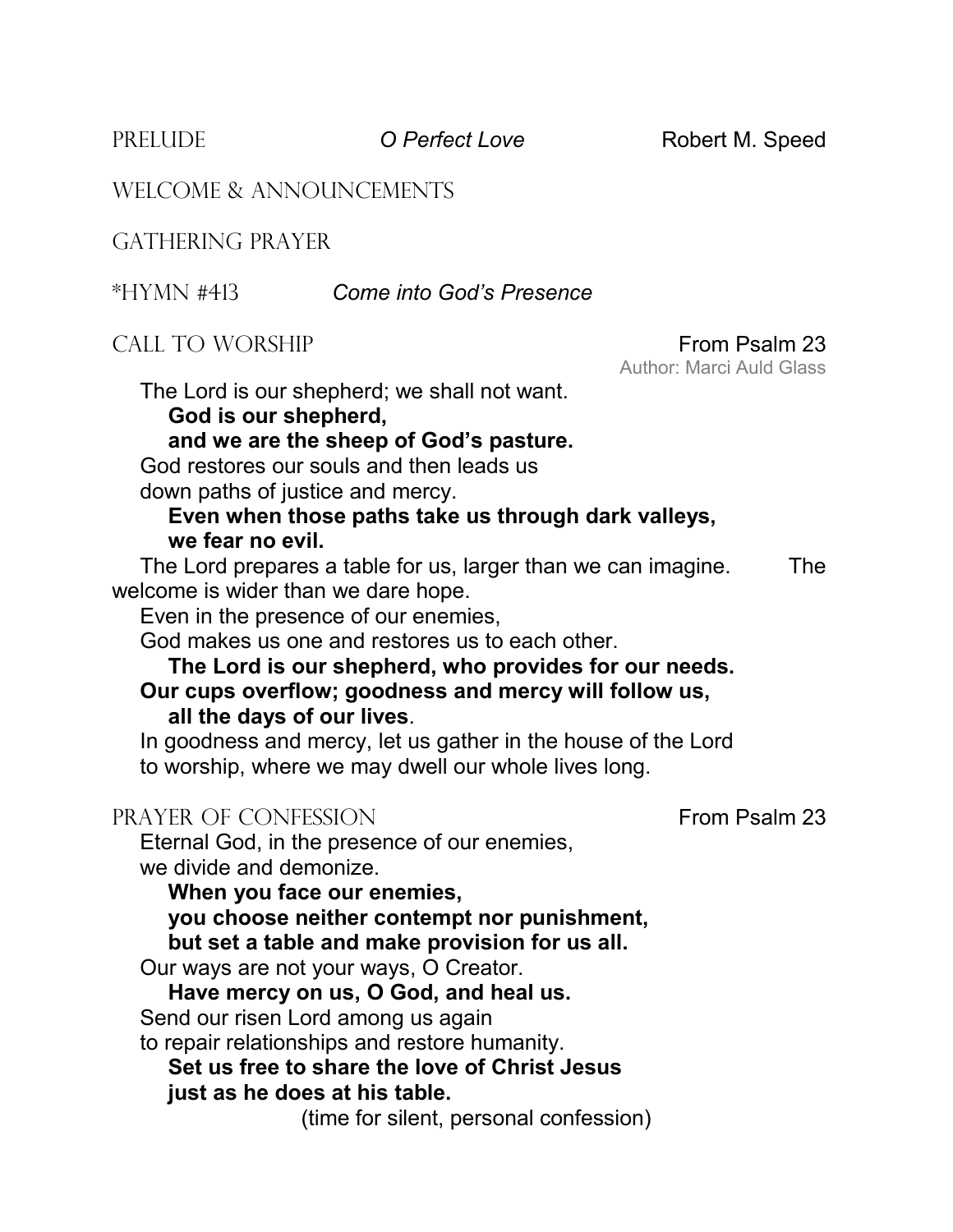PRELUDE *O Perfect Love* Robert M. Speed

WELCOME & ANNOUNCEMENTS

GATHERING PRAYER

*HYMN #413 *Come into God's Presence*

CALL TO WORSHIP From Psalm 23

Author: Marci Auld Glass

The Lord is our shepherd; we shall not want.
**God is our shepherd,**
**and we are the sheep of God's pasture.**
God restores our souls and then leads us
down paths of justice and mercy.
**Even when those paths take us through dark valleys,**
**we fear no evil.**
The Lord prepares a table for us, larger than we can imagine. The welcome is wider than we dare hope.
Even in the presence of our enemies,
God makes us one and restores us to each other.
**The Lord is our shepherd, who provides for our needs.**
**Our cups overflow; goodness and mercy will follow us,**
**all the days of our lives**.
In goodness and mercy, let us gather in the house of the Lord
to worship, where we may dwell our whole lives long.

PRAYER OF CONFESSION From Psalm 23

Eternal God, in the presence of our enemies,
we divide and demonize.
**When you face our enemies,**
**you choose neither contempt nor punishment,**
**but set a table and make provision for us all.**
Our ways are not your ways, O Creator.
**Have mercy on us, O God, and heal us.**
Send our risen Lord among us again
to repair relationships and restore humanity.
**Set us free to share the love of Christ Jesus**
**just as he does at his table.**
(time for silent, personal confession)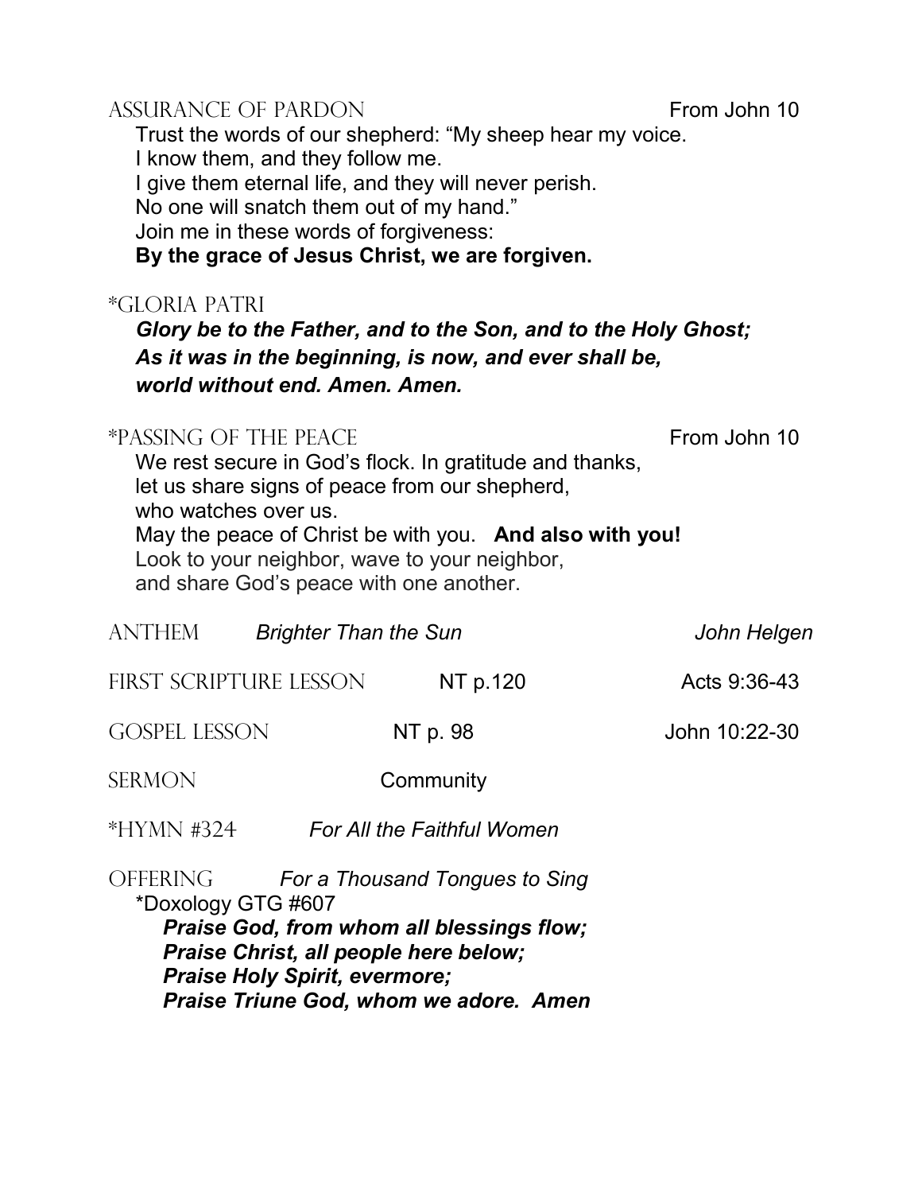## ASSURANCE OF PARDON — From John 10

Trust the words of our shepherd: "My sheep hear my voice.
I know them, and they follow me.
I give them eternal life, and they will never perish.
No one will snatch them out of my hand."
Join me in these words of forgiveness:
**By the grace of Jesus Christ, we are forgiven.**

## *GLORIA PATRI

***Glory be to the Father, and to the Son, and to the Holy Ghost;***
***As it was in the beginning, is now, and ever shall be,***
***world without end. Amen. Amen.***

## *PASSING OF THE PEACE — From John 10

We rest secure in God's flock. In gratitude and thanks,
let us share signs of peace from our shepherd,
who watches over us.
May the peace of Christ be with you. **And also with you!**
Look to your neighbor, wave to your neighbor,
and share God's peace with one another.

ANTHEM *Brighter Than the Sun* *John Helgen*

FIRST SCRIPTURE LESSON NT p.120 Acts 9:36-43

GOSPEL LESSON NT p. 98 John 10:22-30

SERMON Community

*HYMN #324 *For All the Faithful Women*

OFFERING *For a Thousand Tongues to Sing*

*Doxology GTG #607

***Praise God, from whom all blessings flow;***
***Praise Christ, all people here below;***
***Praise Holy Spirit, evermore;***
***Praise Triune God, whom we adore. Amen***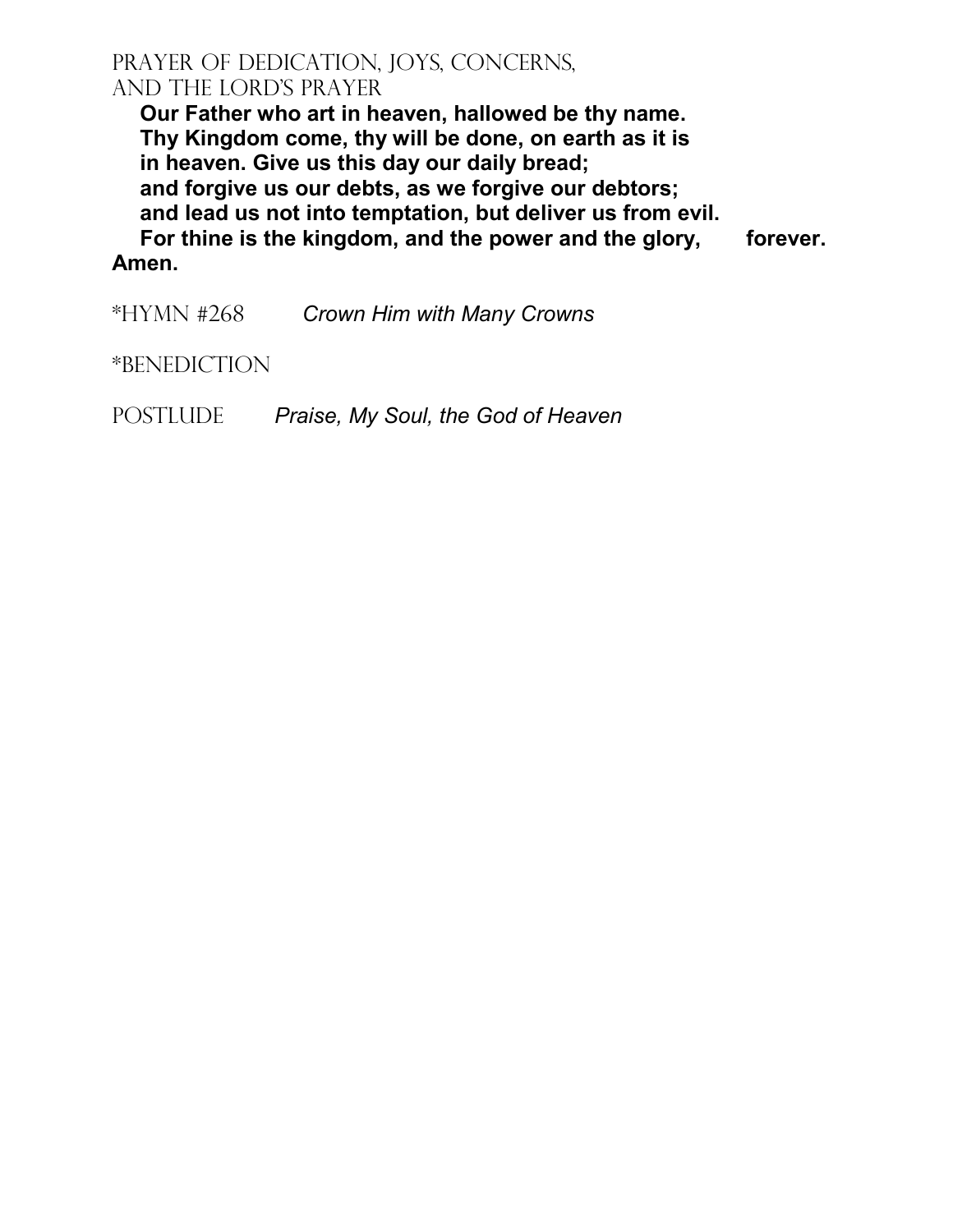Prayer of Dedication, Joys, Concerns, and the Lord's Prayer

**Our Father who art in heaven, hallowed be thy name.**
**Thy Kingdom come, thy will be done, on earth as it is in heaven. Give us this day our daily bread;**
**and forgive us our debts, as we forgive our debtors;**
**and lead us not into temptation, but deliver us from evil.**
**For thine is the kingdom, and the power and the glory, forever. Amen.**

*Hymn #268 *Crown Him with Many Crowns*

*Benediction

Postlude *Praise, My Soul, the God of Heaven*